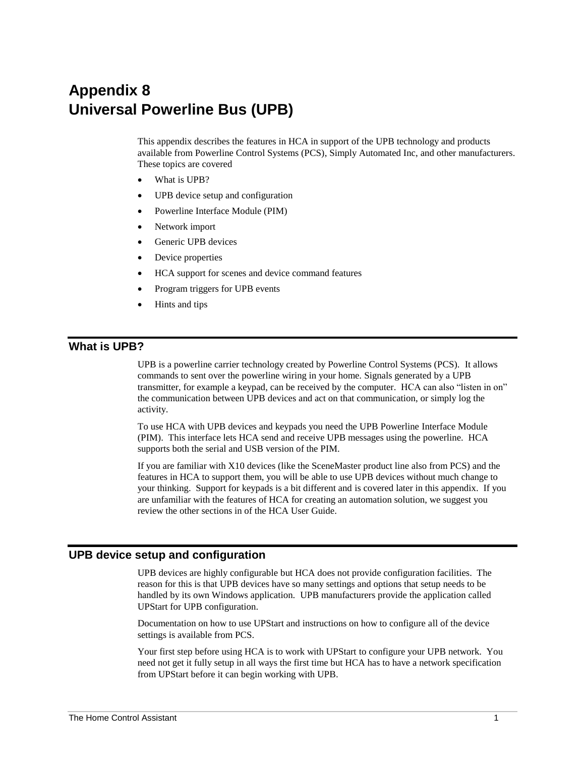# Appendix 8
# Universal Powerline Bus (UPB)

This appendix describes the features in HCA in support of the UPB technology and products available from Powerline Control Systems (PCS), Simply Automated Inc, and other manufacturers. These topics are covered

- What is UPB?
- UPB device setup and configuration
- Powerline Interface Module (PIM)
- Network import
- Generic UPB devices
- Device properties
- HCA support for scenes and device command features
- Program triggers for UPB events
- Hints and tips

## What is UPB?

UPB is a powerline carrier technology created by Powerline Control Systems (PCS). It allows commands to sent over the powerline wiring in your home. Signals generated by a UPB transmitter, for example a keypad, can be received by the computer. HCA can also “listen in on” the communication between UPB devices and act on that communication, or simply log the activity.

To use HCA with UPB devices and keypads you need the UPB Powerline Interface Module (PIM). This interface lets HCA send and receive UPB messages using the powerline. HCA supports both the serial and USB version of the PIM.

If you are familiar with X10 devices (like the SceneMaster product line also from PCS) and the features in HCA to support them, you will be able to use UPB devices without much change to your thinking. Support for keypads is a bit different and is covered later in this appendix. If you are unfamiliar with the features of HCA for creating an automation solution, we suggest you review the other sections in of the HCA User Guide.

## UPB device setup and configuration

UPB devices are highly configurable but HCA does not provide configuration facilities. The reason for this is that UPB devices have so many settings and options that setup needs to be handled by its own Windows application. UPB manufacturers provide the application called UPStart for UPB configuration.

Documentation on how to use UPStart and instructions on how to configure all of the device settings is available from PCS.

Your first step before using HCA is to work with UPStart to configure your UPB network. You need not get it fully setup in all ways the first time but HCA has to have a network specification from UPStart before it can begin working with UPB.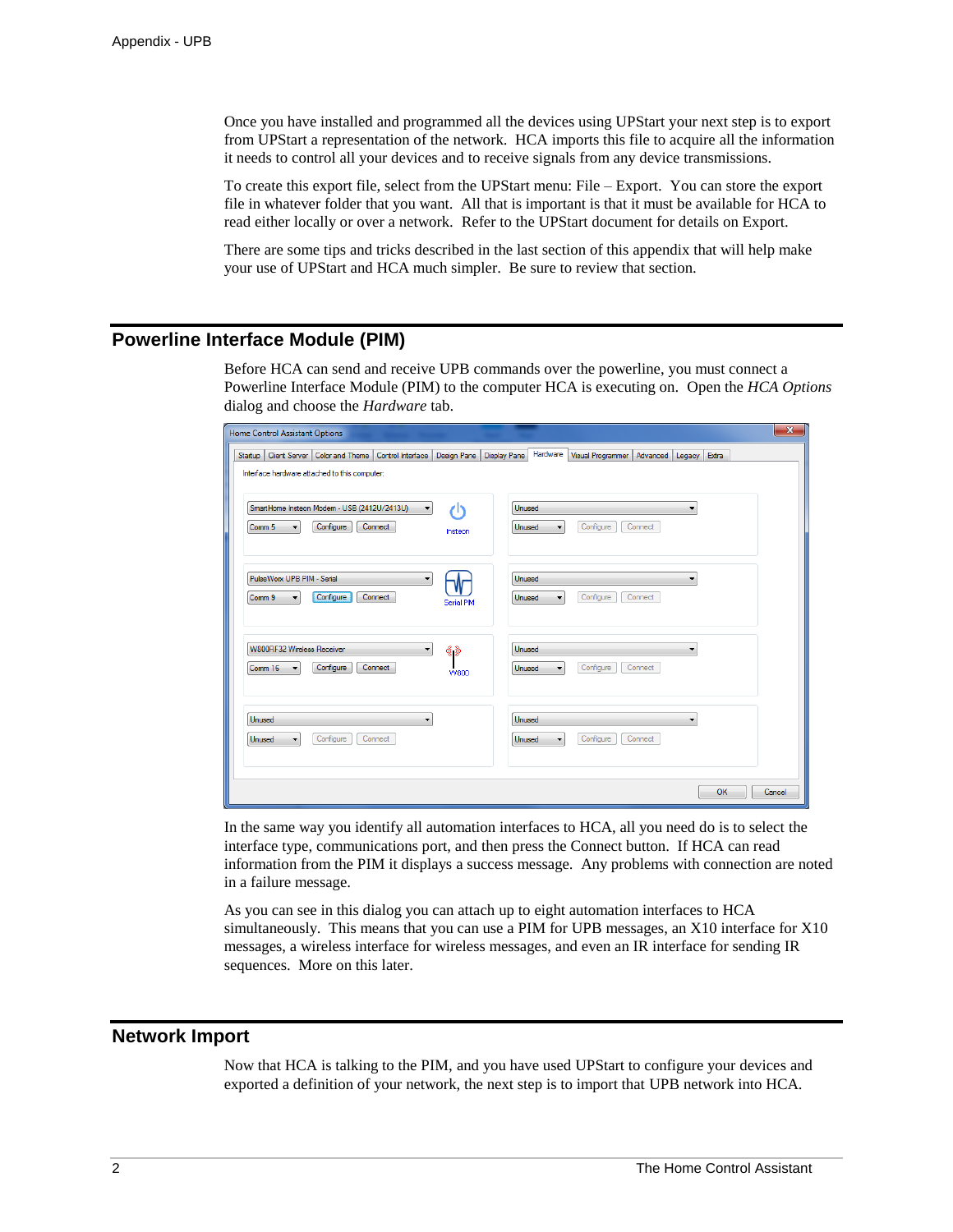Once you have installed and programmed all the devices using UPStart your next step is to export from UPStart a representation of the network. HCA imports this file to acquire all the information it needs to control all your devices and to receive signals from any device transmissions.

To create this export file, select from the UPStart menu: File – Export. You can store the export file in whatever folder that you want. All that is important is that it must be available for HCA to read either locally or over a network. Refer to the UPStart document for details on Export.

There are some tips and tricks described in the last section of this appendix that will help make your use of UPStart and HCA much simpler. Be sure to review that section.

## Powerline Interface Module (PIM)

Before HCA can send and receive UPB commands over the powerline, you must connect a Powerline Interface Module (PIM) to the computer HCA is executing on. Open the *HCA Options* dialog and choose the *Hardware* tab.

In the same way you identify all automation interfaces to HCA, all you need do is to select the interface type, communications port, and then press the Connect button. If HCA can read information from the PIM it displays a success message. Any problems with connection are noted in a failure message.

As you can see in this dialog you can attach up to eight automation interfaces to HCA simultaneously. This means that you can use a PIM for UPB messages, an X10 interface for X10 messages, a wireless interface for wireless messages, and even an IR interface for sending IR sequences. More on this later.

## Network Import

Now that HCA is talking to the PIM, and you have used UPStart to configure your devices and exported a definition of your network, the next step is to import that UPB network into HCA.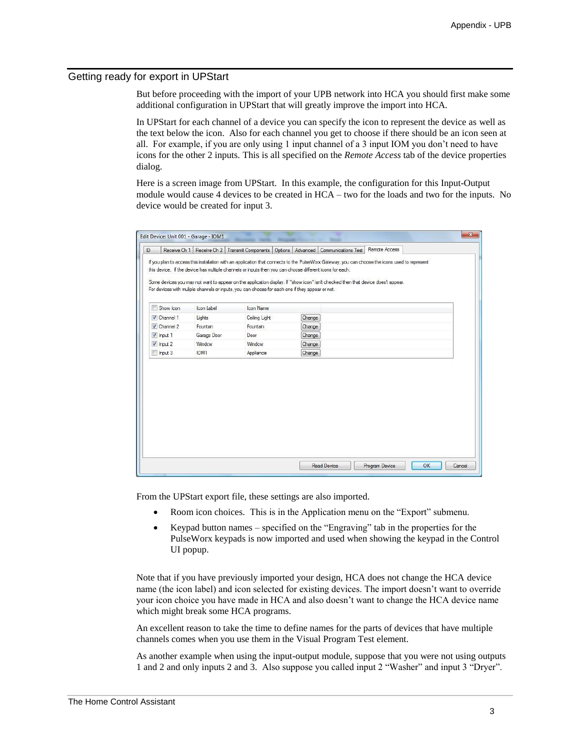## Getting ready for export in UPStart

But before proceeding with the import of your UPB network into HCA you should first make some additional configuration in UPStart that will greatly improve the import into HCA.

In UPStart for each channel of a device you can specify the icon to represent the device as well as the text below the icon. Also for each channel you get to choose if there should be an icon seen at all. For example, if you are only using 1 input channel of a 3 input IOM you don't need to have icons for the other 2 inputs. This is all specified on the *Remote Access* tab of the device properties dialog.

Here is a screen image from UPStart. In this example, the configuration for this Input-Output module would cause 4 devices to be created in HCA – two for the loads and two for the inputs. No device would be created for input 3.

From the UPStart export file, these settings are also imported.

- Room icon choices. This is in the Application menu on the "Export" submenu.
- Keypad button names – specified on the "Engraving" tab in the properties for the PulseWorx keypads is now imported and used when showing the keypad in the Control UI popup.

Note that if you have previously imported your design, HCA does not change the HCA device name (the icon label) and icon selected for existing devices. The import doesn't want to override your icon choice you have made in HCA and also doesn't want to change the HCA device name which might break some HCA programs.

An excellent reason to take the time to define names for the parts of devices that have multiple channels comes when you use them in the Visual Program Test element.

As another example when using the input-output module, suppose that you were not using outputs 1 and 2 and only inputs 2 and 3. Also suppose you called input 2 "Washer" and input 3 "Dryer".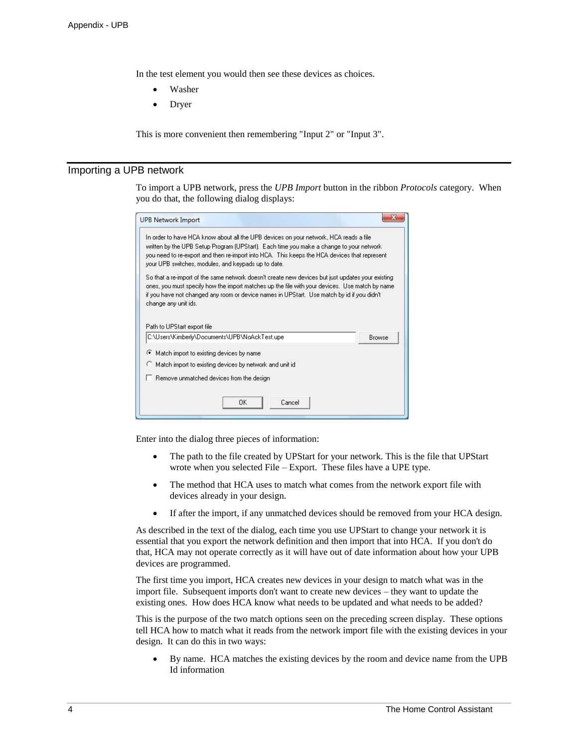In the test element you would then see these devices as choices.

- Washer
- Dryer

This is more convenient then remembering "Input 2" or "Input 3".

## Importing a UPB network

To import a UPB network, press the *UPB Import* button in the ribbon *Protocols* category. When you do that, the following dialog displays:

> **UPB Network Import**
>
> In order to have HCA know about all the UPB devices on your network, HCA reads a file written by the UPB Setup Program (UPStart). Each time you make a change to your network you need to re-export and then re-import into HCA. This keeps the HCA devices that represent your UPB switches, modules, and keypads up to date.
>
> So that a re-import of the same network doesn't create new devices but just updates your existing ones, you must specify how the import matches up the file with your devices. Use match by name if you have not changed any room or device names in UPStart. Use match by id if you didn't change any unit ids.
>
> Path to UPStart export file
>
> C:\Users\Kimberly\Documents\UPB\NoAckTest.upe [Browse]
>
> (•) Match import to existing devices by name
>
> ( ) Match import to existing devices by network and unit id
>
> [ ] Remove unmatched devices from the design
>
> [OK] [Cancel]

Enter into the dialog three pieces of information:

- The path to the file created by UPStart for your network. This is the file that UPStart wrote when you selected File – Export. These files have a UPE type.
- The method that HCA uses to match what comes from the network export file with devices already in your design.
- If after the import, if any unmatched devices should be removed from your HCA design.

As described in the text of the dialog, each time you use UPStart to change your network it is essential that you export the network definition and then import that into HCA. If you don't do that, HCA may not operate correctly as it will have out of date information about how your UPB devices are programmed.

The first time you import, HCA creates new devices in your design to match what was in the import file. Subsequent imports don't want to create new devices – they want to update the existing ones. How does HCA know what needs to be updated and what needs to be added?

This is the purpose of the two match options seen on the preceding screen display. These options tell HCA how to match what it reads from the network import file with the existing devices in your design. It can do this in two ways:

- By name. HCA matches the existing devices by the room and device name from the UPB Id information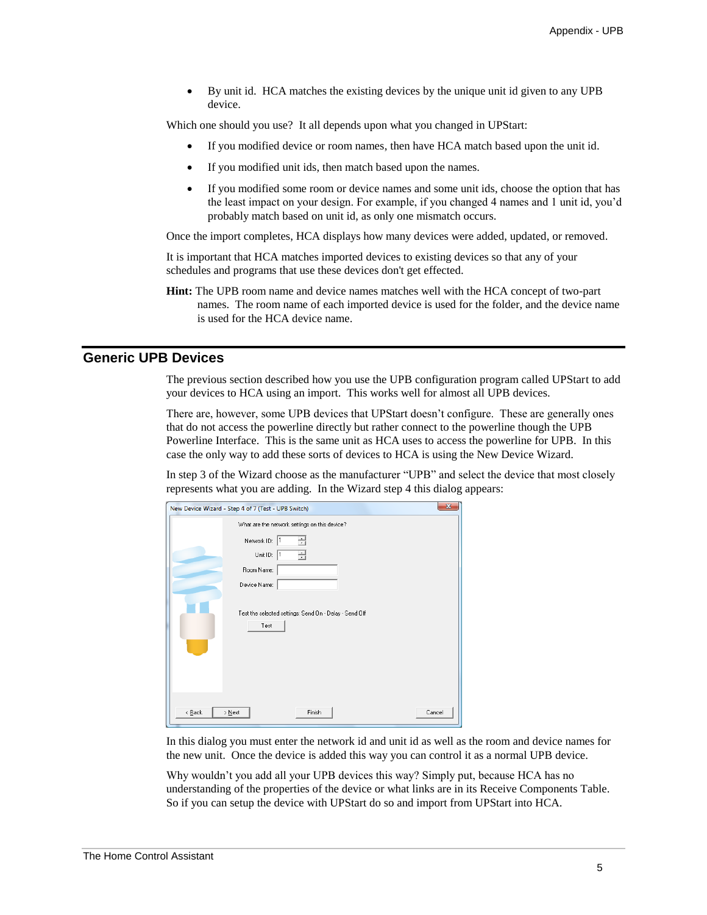- By unit id. HCA matches the existing devices by the unique unit id given to any UPB device.

Which one should you use? It all depends upon what you changed in UPStart:

- If you modified device or room names, then have HCA match based upon the unit id.
- If you modified unit ids, then match based upon the names.
- If you modified some room or device names and some unit ids, choose the option that has the least impact on your design. For example, if you changed 4 names and 1 unit id, you'd probably match based on unit id, as only one mismatch occurs.

Once the import completes, HCA displays how many devices were added, updated, or removed.

It is important that HCA matches imported devices to existing devices so that any of your schedules and programs that use these devices don't get effected.

**Hint:** The UPB room name and device names matches well with the HCA concept of two-part names. The room name of each imported device is used for the folder, and the device name is used for the HCA device name.

## Generic UPB Devices

The previous section described how you use the UPB configuration program called UPStart to add your devices to HCA using an import. This works well for almost all UPB devices.

There are, however, some UPB devices that UPStart doesn't configure. These are generally ones that do not access the powerline directly but rather connect to the powerline though the UPB Powerline Interface. This is the same unit as HCA uses to access the powerline for UPB. In this case the only way to add these sorts of devices to HCA is using the New Device Wizard.

In step 3 of the Wizard choose as the manufacturer "UPB" and select the device that most closely represents what you are adding. In the Wizard step 4 this dialog appears:

In this dialog you must enter the network id and unit id as well as the room and device names for the new unit. Once the device is added this way you can control it as a normal UPB device.

Why wouldn't you add all your UPB devices this way? Simply put, because HCA has no understanding of the properties of the device or what links are in its Receive Components Table. So if you can setup the device with UPStart do so and import from UPStart into HCA.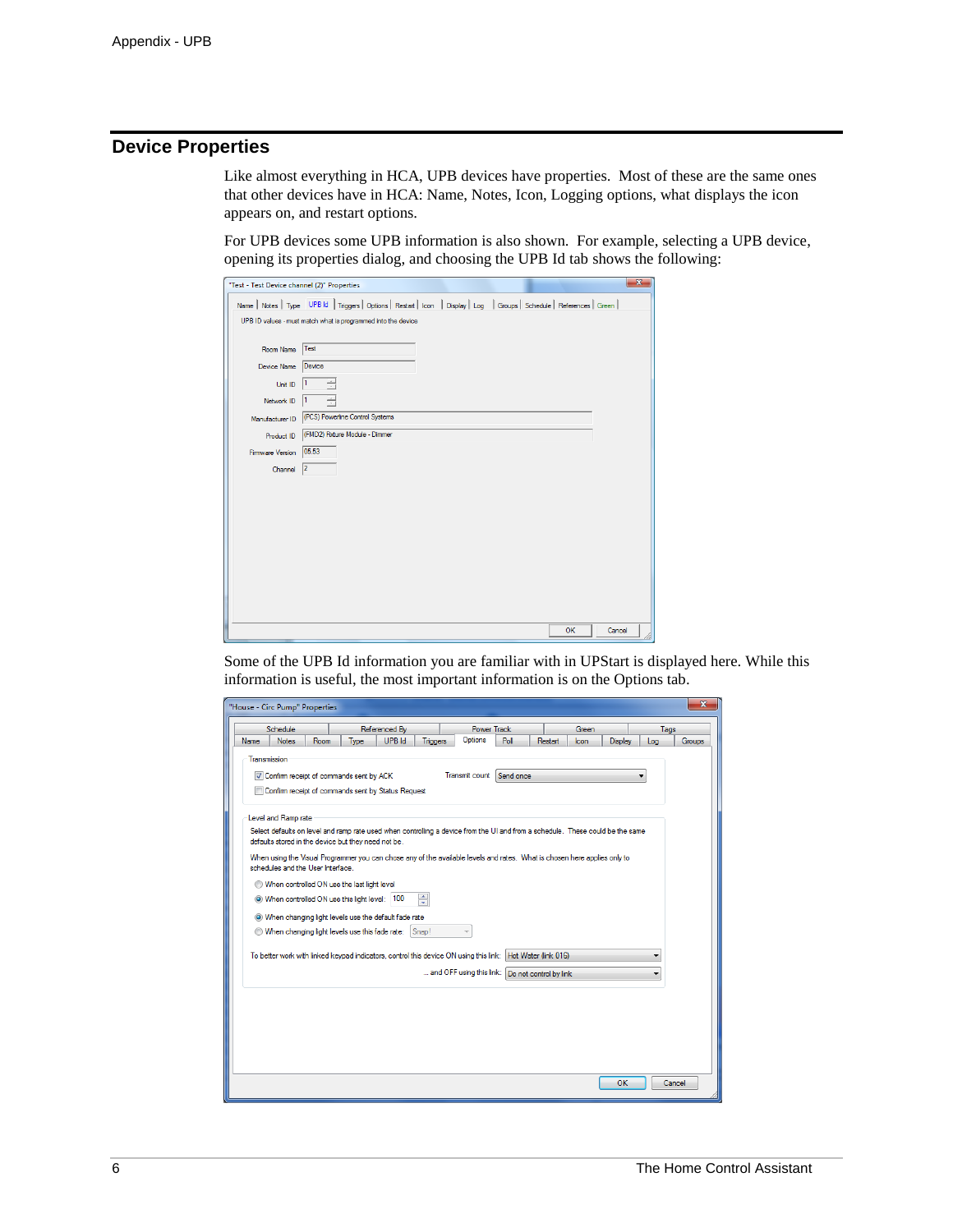## Device Properties

Like almost everything in HCA, UPB devices have properties. Most of these are the same ones that other devices have in HCA: Name, Notes, Icon, Logging options, what displays the icon appears on, and restart options.

For UPB devices some UPB information is also shown. For example, selecting a UPB device, opening its properties dialog, and choosing the UPB Id tab shows the following:

Some of the UPB Id information you are familiar with in UPStart is displayed here. While this information is useful, the most important information is on the Options tab.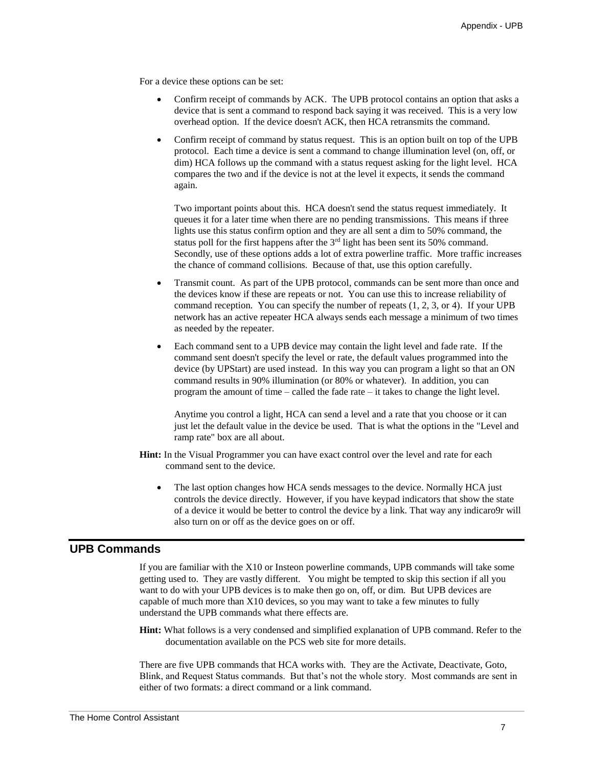For a device these options can be set:

- Confirm receipt of commands by ACK. The UPB protocol contains an option that asks a device that is sent a command to respond back saying it was received. This is a very low overhead option. If the device doesn't ACK, then HCA retransmits the command.

- Confirm receipt of command by status request. This is an option built on top of the UPB protocol. Each time a device is sent a command to change illumination level (on, off, or dim) HCA follows up the command with a status request asking for the light level. HCA compares the two and if the device is not at the level it expects, it sends the command again.

  Two important points about this. HCA doesn't send the status request immediately. It queues it for a later time when there are no pending transmissions. This means if three lights use this status confirm option and they are all sent a dim to 50% command, the status poll for the first happens after the 3rd light has been sent its 50% command. Secondly, use of these options adds a lot of extra powerline traffic. More traffic increases the chance of command collisions. Because of that, use this option carefully.

- Transmit count. As part of the UPB protocol, commands can be sent more than once and the devices know if these are repeats or not. You can use this to increase reliability of command reception. You can specify the number of repeats (1, 2, 3, or 4). If your UPB network has an active repeater HCA always sends each message a minimum of two times as needed by the repeater.

- Each command sent to a UPB device may contain the light level and fade rate. If the command sent doesn't specify the level or rate, the default values programmed into the device (by UPStart) are used instead. In this way you can program a light so that an ON command results in 90% illumination (or 80% or whatever). In addition, you can program the amount of time – called the fade rate – it takes to change the light level.

  Anytime you control a light, HCA can send a level and a rate that you choose or it can just let the default value in the device be used. That is what the options in the "Level and ramp rate" box are all about.

**Hint:** In the Visual Programmer you can have exact control over the level and rate for each command sent to the device.

- The last option changes how HCA sends messages to the device. Normally HCA just controls the device directly. However, if you have keypad indicators that show the state of a device it would be better to control the device by a link. That way any indicaro9r will also turn on or off as the device goes on or off.

## UPB Commands

If you are familiar with the X10 or Insteon powerline commands, UPB commands will take some getting used to. They are vastly different. You might be tempted to skip this section if all you want to do with your UPB devices is to make then go on, off, or dim. But UPB devices are capable of much more than X10 devices, so you may want to take a few minutes to fully understand the UPB commands what there effects are.

**Hint:** What follows is a very condensed and simplified explanation of UPB command. Refer to the documentation available on the PCS web site for more details.

There are five UPB commands that HCA works with. They are the Activate, Deactivate, Goto, Blink, and Request Status commands. But that's not the whole story. Most commands are sent in either of two formats: a direct command or a link command.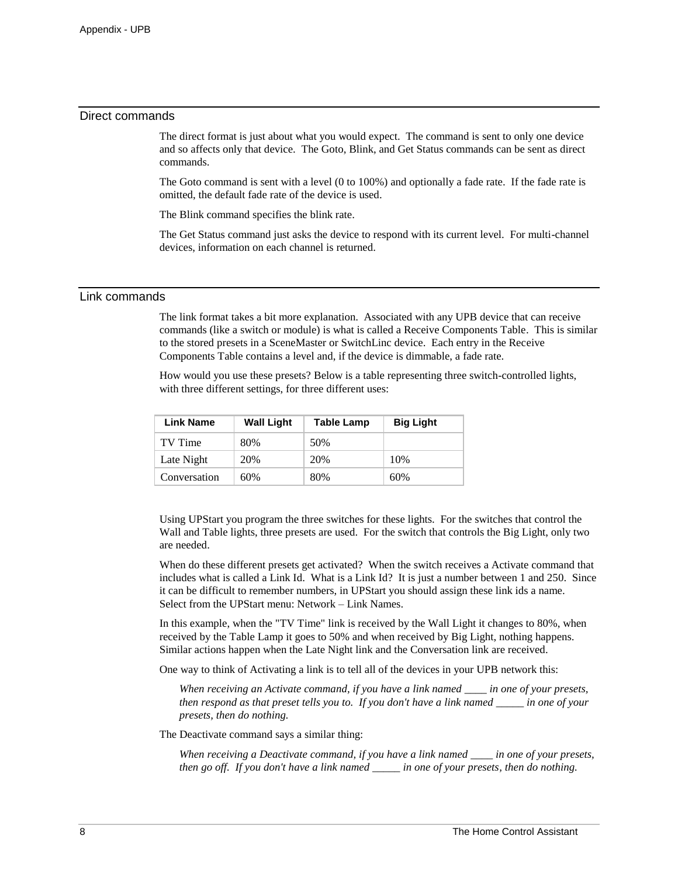## Direct commands

The direct format is just about what you would expect. The command is sent to only one device and so affects only that device. The Goto, Blink, and Get Status commands can be sent as direct commands.

The Goto command is sent with a level (0 to 100%) and optionally a fade rate. If the fade rate is omitted, the default fade rate of the device is used.

The Blink command specifies the blink rate.

The Get Status command just asks the device to respond with its current level. For multi-channel devices, information on each channel is returned.

## Link commands

The link format takes a bit more explanation. Associated with any UPB device that can receive commands (like a switch or module) is what is called a Receive Components Table. This is similar to the stored presets in a SceneMaster or SwitchLinc device. Each entry in the Receive Components Table contains a level and, if the device is dimmable, a fade rate.

How would you use these presets? Below is a table representing three switch-controlled lights, with three different settings, for three different uses:

| Link Name | Wall Light | Table Lamp | Big Light |
|---|---|---|---|
| TV Time | 80% | 50% | |
| Late Night | 20% | 20% | 10% |
| Conversation | 60% | 80% | 60% |

Using UPStart you program the three switches for these lights. For the switches that control the Wall and Table lights, three presets are used. For the switch that controls the Big Light, only two are needed.

When do these different presets get activated? When the switch receives a Activate command that includes what is called a Link Id. What is a Link Id? It is just a number between 1 and 250. Since it can be difficult to remember numbers, in UPStart you should assign these link ids a name. Select from the UPStart menu: Network – Link Names.

In this example, when the "TV Time" link is received by the Wall Light it changes to 80%, when received by the Table Lamp it goes to 50% and when received by Big Light, nothing happens. Similar actions happen when the Late Night link and the Conversation link are received.

One way to think of Activating a link is to tell all of the devices in your UPB network this:

> *When receiving an Activate command, if you have a link named ____ in one of your presets, then respond as that preset tells you to. If you don't have a link named _____ in one of your presets, then do nothing.*

The Deactivate command says a similar thing:

> *When receiving a Deactivate command, if you have a link named ____ in one of your presets, then go off. If you don't have a link named _____ in one of your presets, then do nothing.*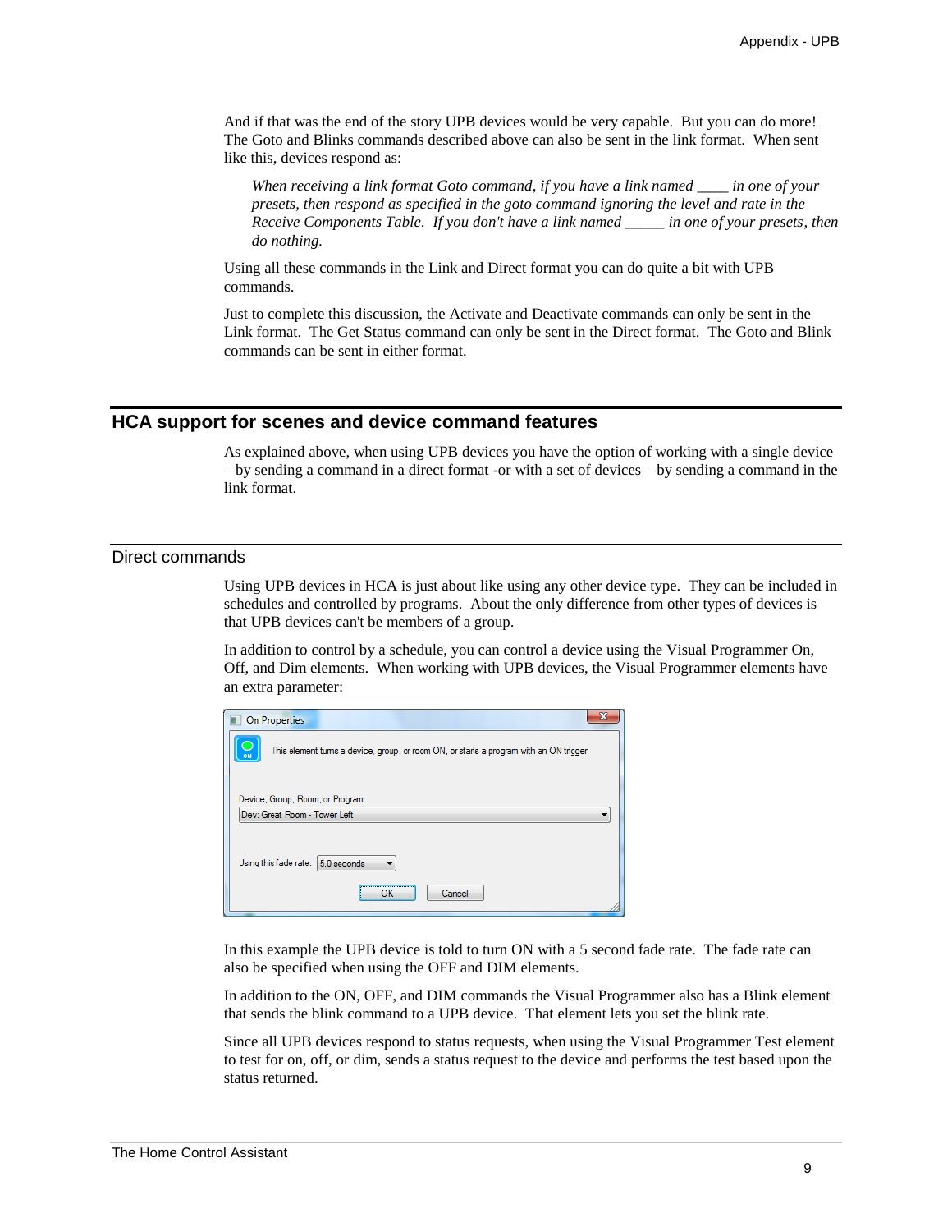And if that was the end of the story UPB devices would be very capable. But you can do more! The Goto and Blinks commands described above can also be sent in the link format. When sent like this, devices respond as:

> *When receiving a link format Goto command, if you have a link named ____ in one of your presets, then respond as specified in the goto command ignoring the level and rate in the Receive Components Table. If you don't have a link named _____ in one of your presets, then do nothing.*

Using all these commands in the Link and Direct format you can do quite a bit with UPB commands.

Just to complete this discussion, the Activate and Deactivate commands can only be sent in the Link format. The Get Status command can only be sent in the Direct format. The Goto and Blink commands can be sent in either format.

## HCA support for scenes and device command features

As explained above, when using UPB devices you have the option of working with a single device – by sending a command in a direct format -or with a set of devices – by sending a command in the link format.

### Direct commands

Using UPB devices in HCA is just about like using any other device type. They can be included in schedules and controlled by programs. About the only difference from other types of devices is that UPB devices can't be members of a group.

In addition to control by a schedule, you can control a device using the Visual Programmer On, Off, and Dim elements. When working with UPB devices, the Visual Programmer elements have an extra parameter:

In this example the UPB device is told to turn ON with a 5 second fade rate. The fade rate can also be specified when using the OFF and DIM elements.

In addition to the ON, OFF, and DIM commands the Visual Programmer also has a Blink element that sends the blink command to a UPB device. That element lets you set the blink rate.

Since all UPB devices respond to status requests, when using the Visual Programmer Test element to test for on, off, or dim, sends a status request to the device and performs the test based upon the status returned.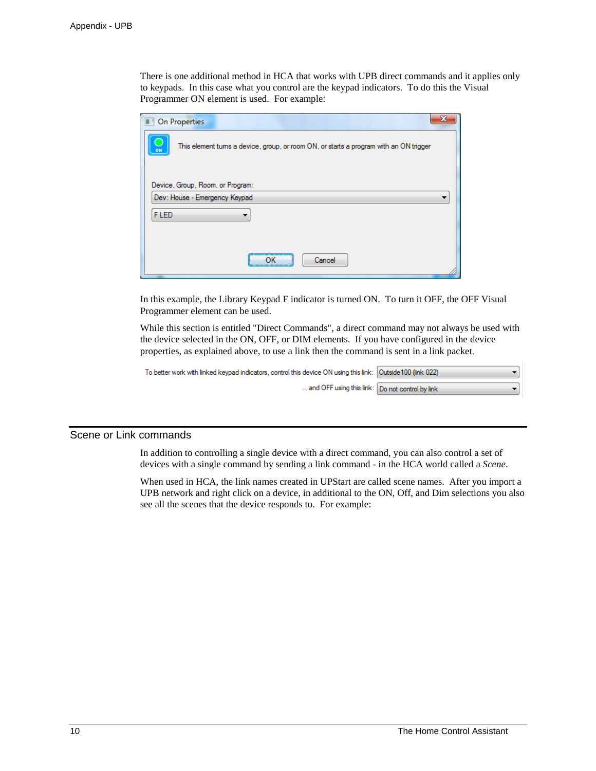There is one additional method in HCA that works with UPB direct commands and it applies only to keypads. In this case what you control are the keypad indicators. To do this the Visual Programmer ON element is used. For example:

In this example, the Library Keypad F indicator is turned ON. To turn it OFF, the OFF Visual Programmer element can be used.

While this section is entitled "Direct Commands", a direct command may not always be used with the device selected in the ON, OFF, or DIM elements. If you have configured in the device properties, as explained above, to use a link then the command is sent in a link packet.

## Scene or Link commands

In addition to controlling a single device with a direct command, you can also control a set of devices with a single command by sending a link command - in the HCA world called a *Scene*.

When used in HCA, the link names created in UPStart are called scene names. After you import a UPB network and right click on a device, in additional to the ON, Off, and Dim selections you also see all the scenes that the device responds to. For example: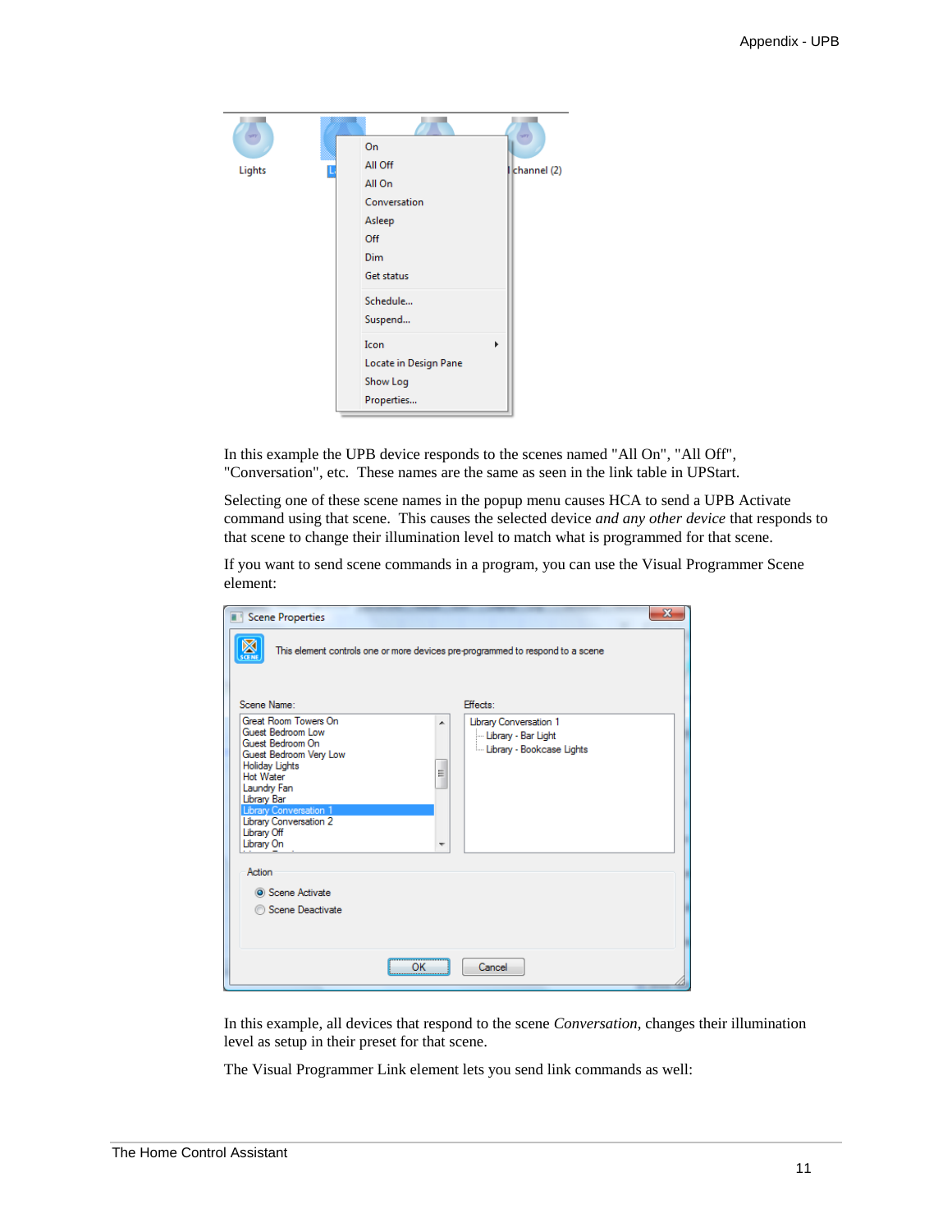In this example the UPB device responds to the scenes named "All On", "All Off", "Conversation", etc. These names are the same as seen in the link table in UPStart.

Selecting one of these scene names in the popup menu causes HCA to send a UPB Activate command using that scene. This causes the selected device *and any other device* that responds to that scene to change their illumination level to match what is programmed for that scene.

If you want to send scene commands in a program, you can use the Visual Programmer Scene element:

In this example, all devices that respond to the scene *Conversation*, changes their illumination level as setup in their preset for that scene.

The Visual Programmer Link element lets you send link commands as well: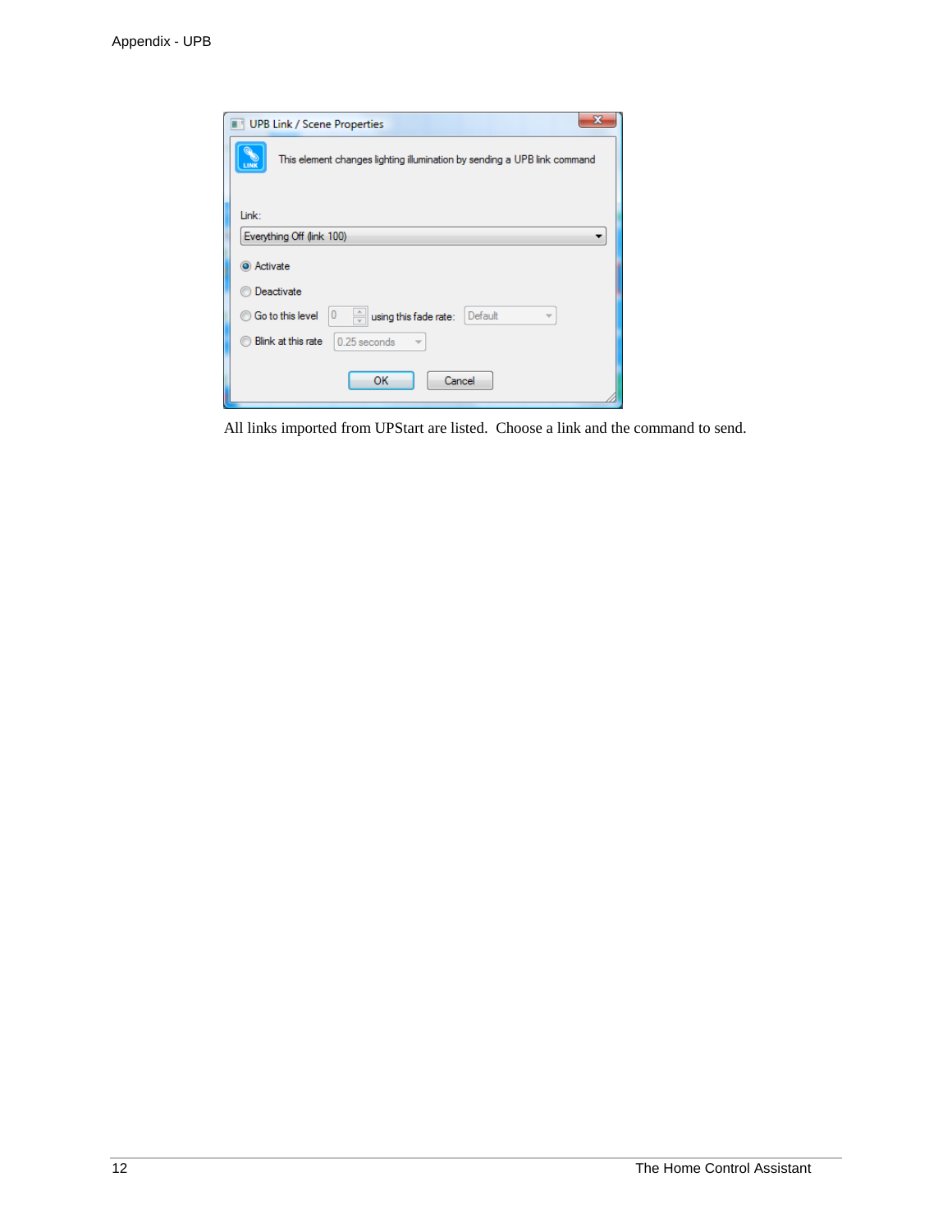UPB Link / Scene Properties

This element changes lighting illumination by sending a UPB link command

Link:

Everything Off (link 100)

- Activate
- Deactivate
- Go to this level 0 using this fade rate: Default
- Blink at this rate 0.25 seconds

OK Cancel

All links imported from UPStart are listed. Choose a link and the command to send.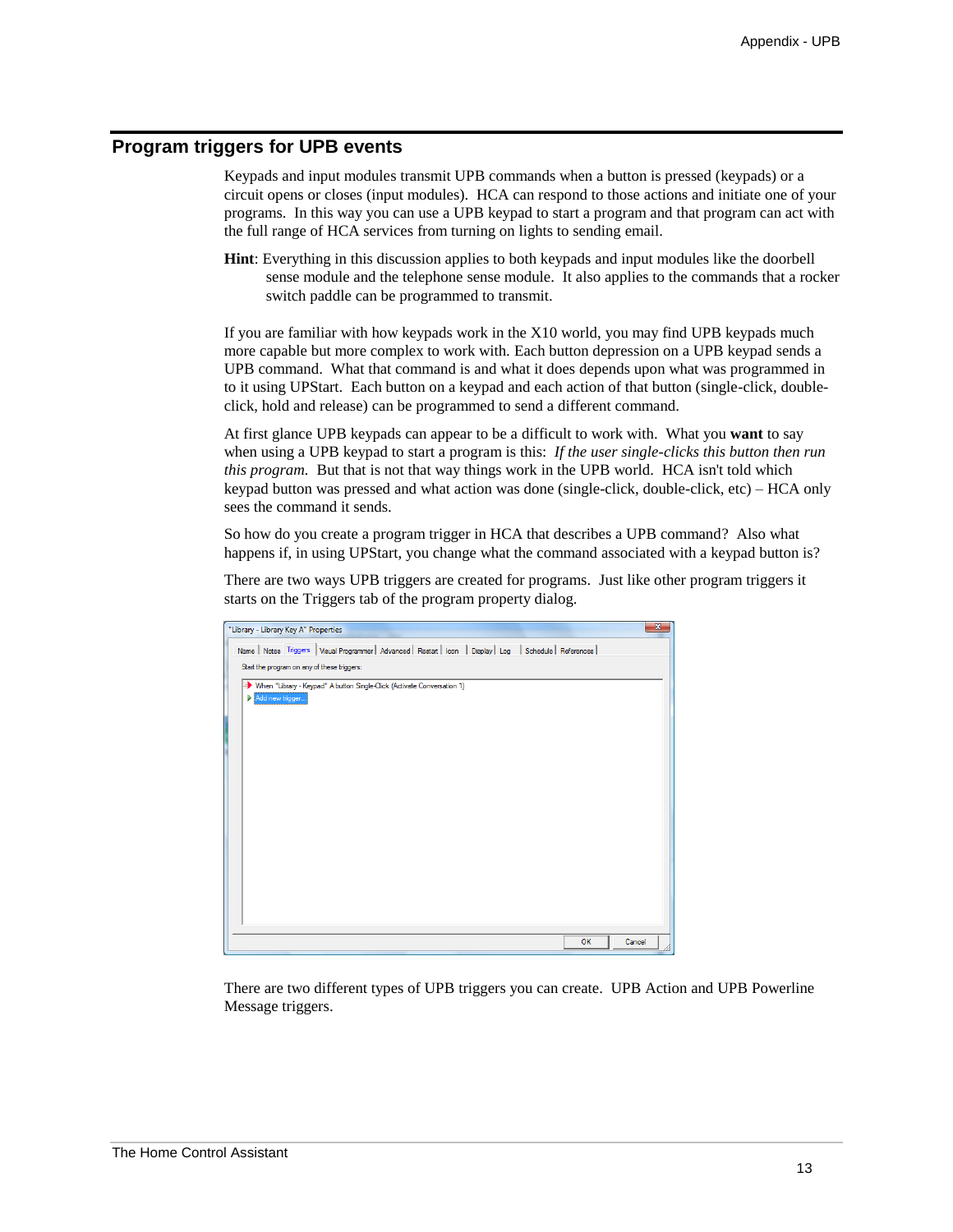## Program triggers for UPB events

Keypads and input modules transmit UPB commands when a button is pressed (keypads) or a circuit opens or closes (input modules). HCA can respond to those actions and initiate one of your programs. In this way you can use a UPB keypad to start a program and that program can act with the full range of HCA services from turning on lights to sending email.

**Hint**: Everything in this discussion applies to both keypads and input modules like the doorbell sense module and the telephone sense module. It also applies to the commands that a rocker switch paddle can be programmed to transmit.

If you are familiar with how keypads work in the X10 world, you may find UPB keypads much more capable but more complex to work with. Each button depression on a UPB keypad sends a UPB command. What that command is and what it does depends upon what was programmed in to it using UPStart. Each button on a keypad and each action of that button (single-click, double-click, hold and release) can be programmed to send a different command.

At first glance UPB keypads can appear to be a difficult to work with. What you **want** to say when using a UPB keypad to start a program is this: *If the user single-clicks this button then run this program.* But that is not that way things work in the UPB world. HCA isn't told which keypad button was pressed and what action was done (single-click, double-click, etc) – HCA only sees the command it sends.

So how do you create a program trigger in HCA that describes a UPB command? Also what happens if, in using UPStart, you change what the command associated with a keypad button is?

There are two ways UPB triggers are created for programs. Just like other program triggers it starts on the Triggers tab of the program property dialog.

There are two different types of UPB triggers you can create. UPB Action and UPB Powerline Message triggers.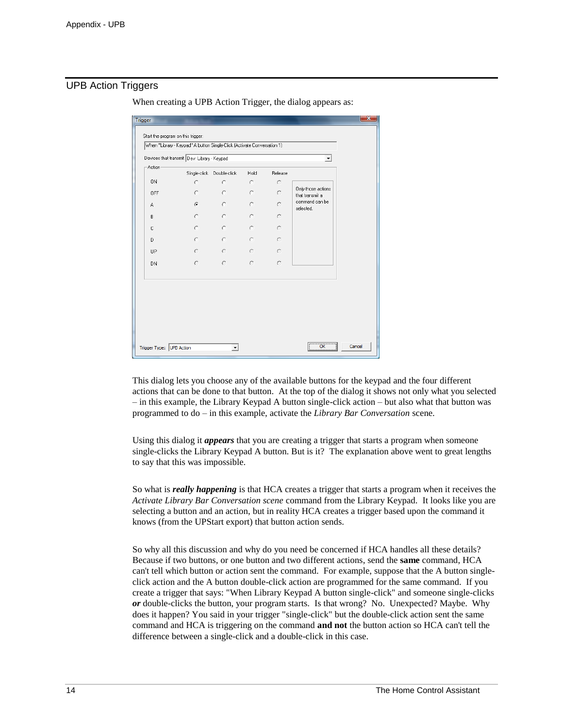## UPB Action Triggers

When creating a UPB Action Trigger, the dialog appears as:

This dialog lets you choose any of the available buttons for the keypad and the four different actions that can be done to that button. At the top of the dialog it shows not only what you selected – in this example, the Library Keypad A button single-click action – but also what that button was programmed to do – in this example, activate the *Library Bar Conversation* scene.

Using this dialog it ***appears*** that you are creating a trigger that starts a program when someone single-clicks the Library Keypad A button. But is it? The explanation above went to great lengths to say that this was impossible.

So what is ***really happening*** is that HCA creates a trigger that starts a program when it receives the *Activate Library Bar Conversation scene* command from the Library Keypad. It looks like you are selecting a button and an action, but in reality HCA creates a trigger based upon the command it knows (from the UPStart export) that button action sends.

So why all this discussion and why do you need be concerned if HCA handles all these details? Because if two buttons, or one button and two different actions, send the **same** command, HCA can't tell which button or action sent the command. For example, suppose that the A button single-click action and the A button double-click action are programmed for the same command. If you create a trigger that says: "When Library Keypad A button single-click" and someone single-clicks ***or*** double-clicks the button, your program starts. Is that wrong? No. Unexpected? Maybe. Why does it happen? You said in your trigger "single-click" but the double-click action sent the same command and HCA is triggering on the command **and not** the button action so HCA can't tell the difference between a single-click and a double-click in this case.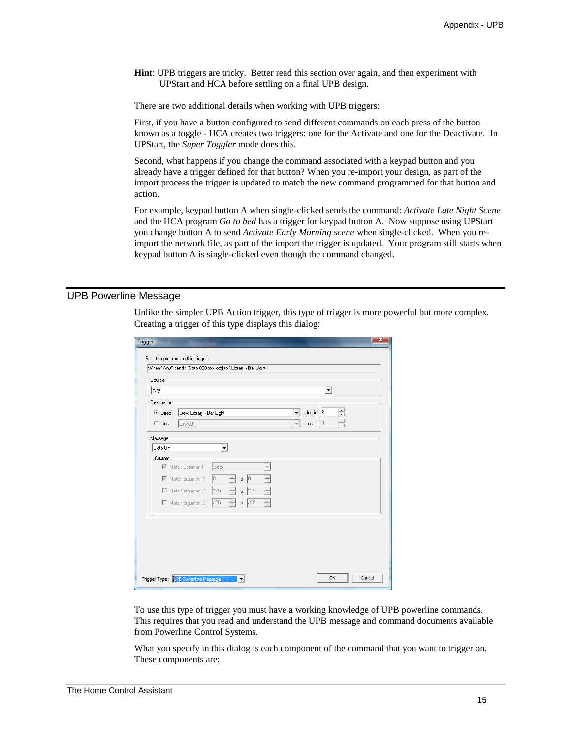**Hint**: UPB triggers are tricky. Better read this section over again, and then experiment with UPStart and HCA before settling on a final UPB design.

There are two additional details when working with UPB triggers:

First, if you have a button configured to send different commands on each press of the button – known as a toggle - HCA creates two triggers: one for the Activate and one for the Deactivate. In UPStart, the *Super Toggler* mode does this.

Second, what happens if you change the command associated with a keypad button and you already have a trigger defined for that button? When you re-import your design, as part of the import process the trigger is updated to match the new command programmed for that button and action.

For example, keypad button A when single-clicked sends the command: *Activate Late Night Scene* and the HCA program *Go to bed* has a trigger for keypad button A. Now suppose using UPStart you change button A to send *Activate Early Morning scene* when single-clicked. When you re-import the network file, as part of the import the trigger is updated. Your program still starts when keypad button A is single-clicked even though the command changed.

## UPB Powerline Message

Unlike the simpler UPB Action trigger, this type of trigger is more powerful but more complex. Creating a trigger of this type displays this dialog:

To use this type of trigger you must have a working knowledge of UPB powerline commands. This requires that you read and understand the UPB message and command documents available from Powerline Control Systems.

What you specify in this dialog is each component of the command that you want to trigger on. These components are: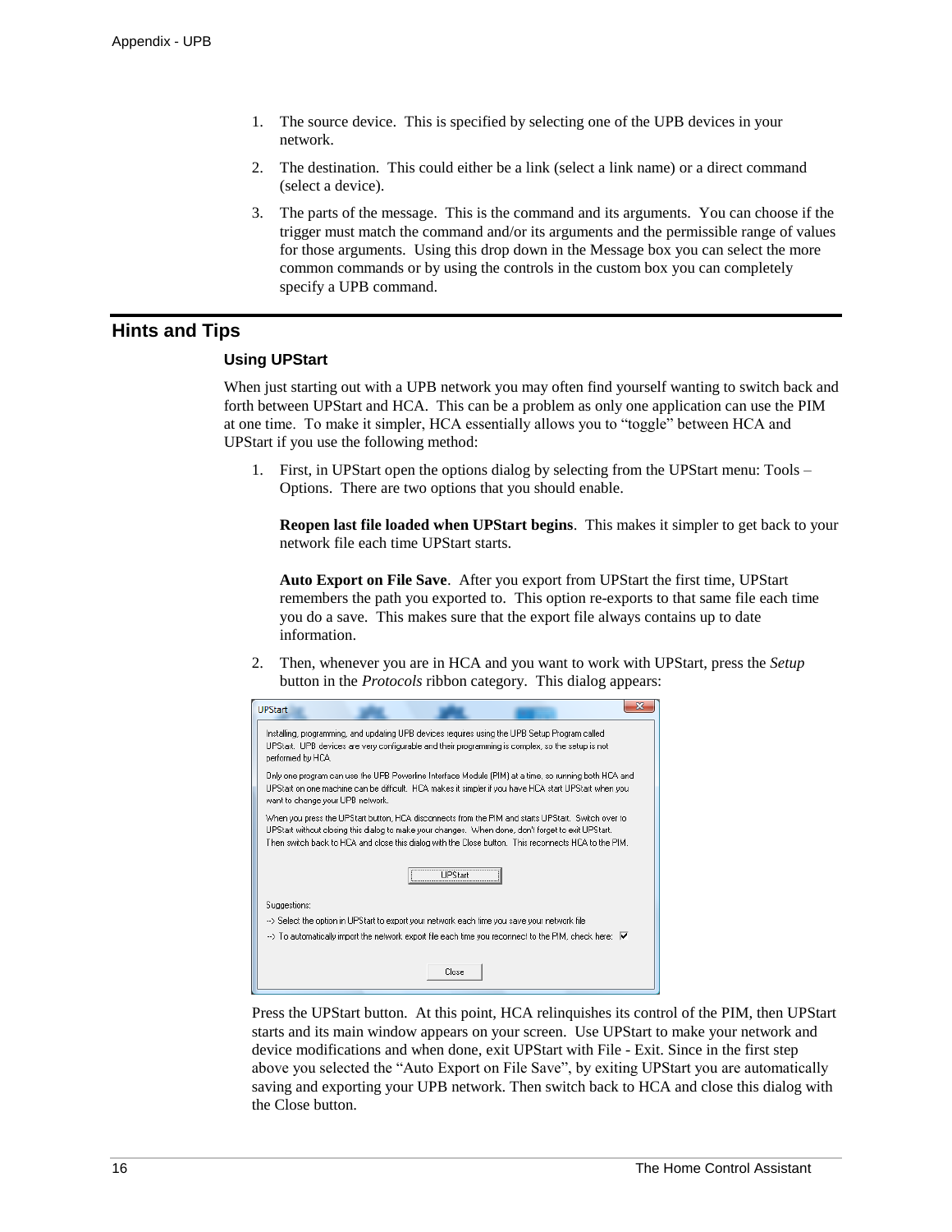1. The source device. This is specified by selecting one of the UPB devices in your network.

2. The destination. This could either be a link (select a link name) or a direct command (select a device).

3. The parts of the message. This is the command and its arguments. You can choose if the trigger must match the command and/or its arguments and the permissible range of values for those arguments. Using this drop down in the Message box you can select the more common commands or by using the controls in the custom box you can completely specify a UPB command.

## Hints and Tips

### Using UPStart

When just starting out with a UPB network you may often find yourself wanting to switch back and forth between UPStart and HCA. This can be a problem as only one application can use the PIM at one time. To make it simpler, HCA essentially allows you to "toggle" between HCA and UPStart if you use the following method:

1. First, in UPStart open the options dialog by selecting from the UPStart menu: Tools – Options. There are two options that you should enable.

   **Reopen last file loaded when UPStart begins**. This makes it simpler to get back to your network file each time UPStart starts.

   **Auto Export on File Save**. After you export from UPStart the first time, UPStart remembers the path you exported to. This option re-exports to that same file each time you do a save. This makes sure that the export file always contains up to date information.

2. Then, whenever you are in HCA and you want to work with UPStart, press the *Setup* button in the *Protocols* ribbon category. This dialog appears:

UPStart

Installing, programming, and updating UPB devices requires using the UPB Setup Program called UPStart. UPB devices are very configurable and their programming is complex, so the setup is not performed by HCA.

Only one program can use the UPB Powerline Interface Module (PIM) at a time, so running both HCA and UPStart on one machine can be difficult. HCA makes it simpler if you have HCA start UPStart when you want to change your UPB network.

When you press the UPStart button, HCA disconnects from the PIM and starts UPStart. Switch over to UPStart without closing this dialog to make your changes. When done, don't forget to exit UPStart. Then switch back to HCA and close this dialog with the Close button. This reconnects HCA to the PIM.

[UPStart]

Suggestions:

--> Select the option in UPStart to export your network each time you save your network file

--> To automatically import the network export file each time you reconnect to the PIM, check here: ☑

[Close]

Press the UPStart button. At this point, HCA relinquishes its control of the PIM, then UPStart starts and its main window appears on your screen. Use UPStart to make your network and device modifications and when done, exit UPStart with File - Exit. Since in the first step above you selected the "Auto Export on File Save", by exiting UPStart you are automatically saving and exporting your UPB network. Then switch back to HCA and close this dialog with the Close button.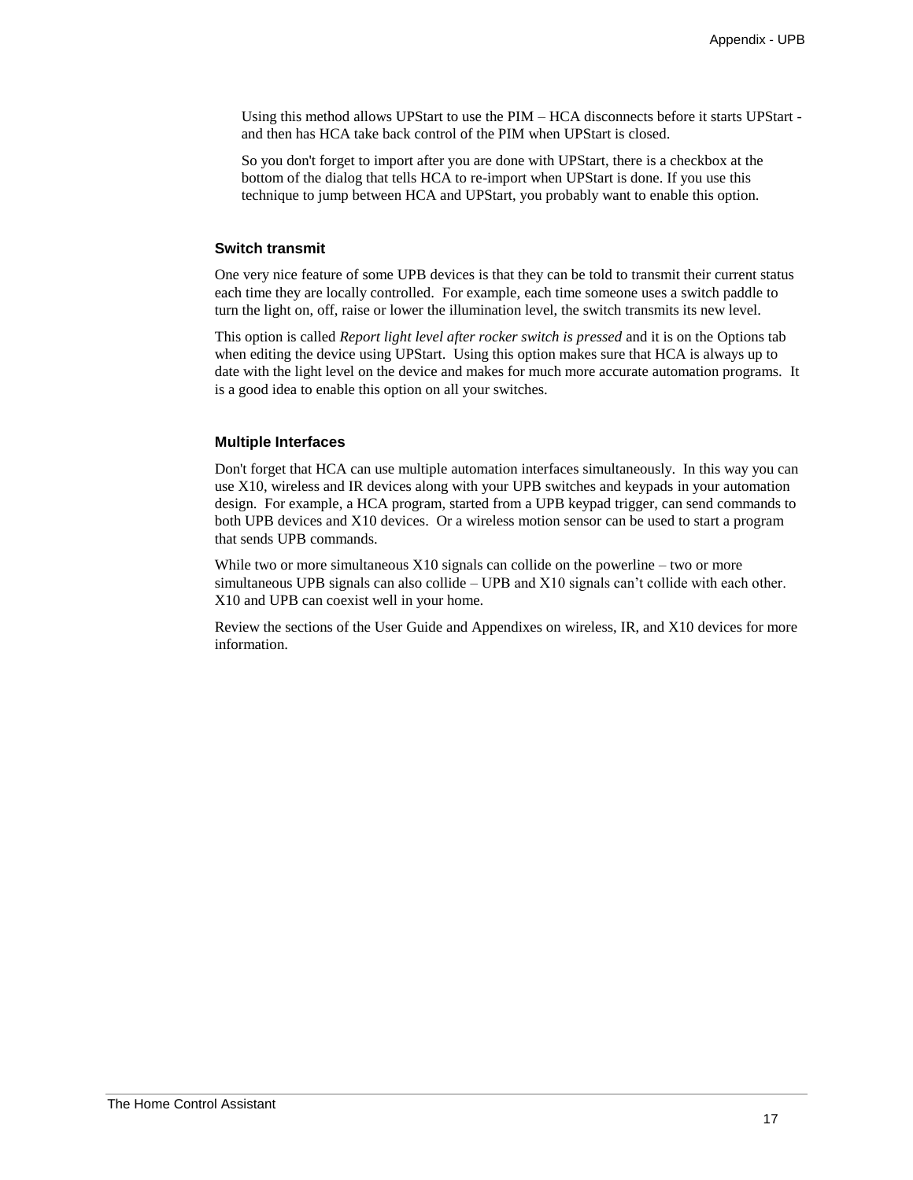Using this method allows UPStart to use the PIM – HCA disconnects before it starts UPStart - and then has HCA take back control of the PIM when UPStart is closed.

So you don't forget to import after you are done with UPStart, there is a checkbox at the bottom of the dialog that tells HCA to re-import when UPStart is done. If you use this technique to jump between HCA and UPStart, you probably want to enable this option.

### Switch transmit

One very nice feature of some UPB devices is that they can be told to transmit their current status each time they are locally controlled. For example, each time someone uses a switch paddle to turn the light on, off, raise or lower the illumination level, the switch transmits its new level.

This option is called *Report light level after rocker switch is pressed* and it is on the Options tab when editing the device using UPStart. Using this option makes sure that HCA is always up to date with the light level on the device and makes for much more accurate automation programs. It is a good idea to enable this option on all your switches.

### Multiple Interfaces

Don't forget that HCA can use multiple automation interfaces simultaneously. In this way you can use X10, wireless and IR devices along with your UPB switches and keypads in your automation design. For example, a HCA program, started from a UPB keypad trigger, can send commands to both UPB devices and X10 devices. Or a wireless motion sensor can be used to start a program that sends UPB commands.

While two or more simultaneous X10 signals can collide on the powerline – two or more simultaneous UPB signals can also collide – UPB and X10 signals can’t collide with each other. X10 and UPB can coexist well in your home.

Review the sections of the User Guide and Appendixes on wireless, IR, and X10 devices for more information.